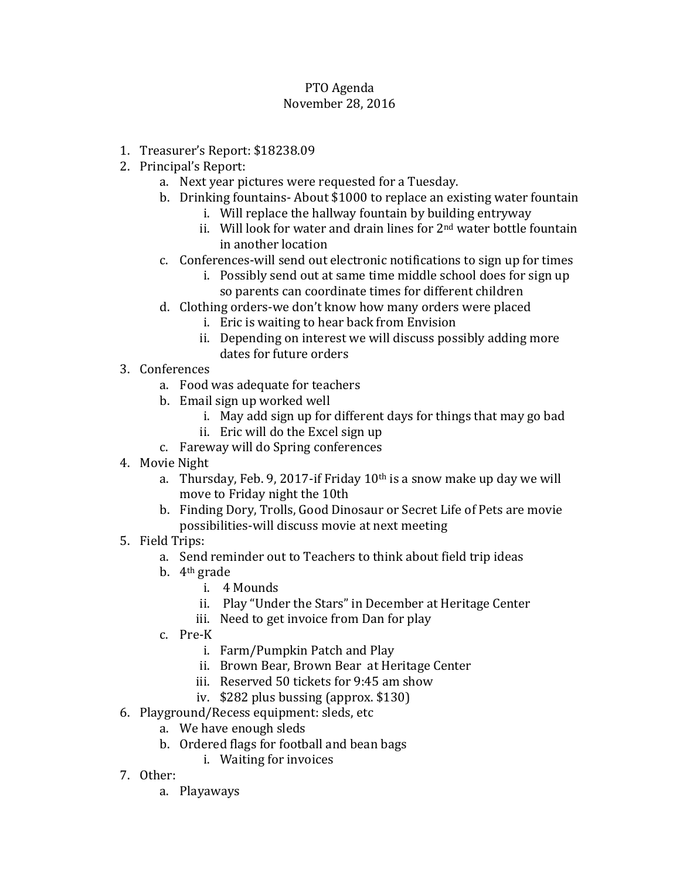# PTO Agenda
## November 28, 2016

1. Treasurer's Report: $18238.09
2. Principal's Report:
   a. Next year pictures were requested for a Tuesday.
   b. Drinking fountains- About $1000 to replace an existing water fountain
      i. Will replace the hallway fountain by building entryway
      ii. Will look for water and drain lines for 2nd water bottle fountain in another location
   c. Conferences-will send out electronic notifications to sign up for times
      i. Possibly send out at same time middle school does for sign up so parents can coordinate times for different children
   d. Clothing orders-we don't know how many orders were placed
      i. Eric is waiting to hear back from Envision
      ii. Depending on interest we will discuss possibly adding more dates for future orders
3. Conferences
   a. Food was adequate for teachers
   b. Email sign up worked well
      i. May add sign up for different days for things that may go bad
      ii. Eric will do the Excel sign up
   c. Fareway will do Spring conferences
4. Movie Night
   a. Thursday, Feb. 9, 2017-if Friday 10th is a snow make up day we will move to Friday night the 10th
   b. Finding Dory, Trolls, Good Dinosaur or Secret Life of Pets are movie possibilities-will discuss movie at next meeting
5. Field Trips:
   a. Send reminder out to Teachers to think about field trip ideas
   b. 4th grade
      i. 4 Mounds
      ii. Play "Under the Stars" in December at Heritage Center
      iii. Need to get invoice from Dan for play
   c. Pre-K
      i. Farm/Pumpkin Patch and Play
      ii. Brown Bear, Brown Bear at Heritage Center
      iii. Reserved 50 tickets for 9:45 am show
      iv. $282 plus bussing (approx. $130)
6. Playground/Recess equipment: sleds, etc
   a. We have enough sleds
   b. Ordered flags for football and bean bags
      i. Waiting for invoices
7. Other:
   a. Playaways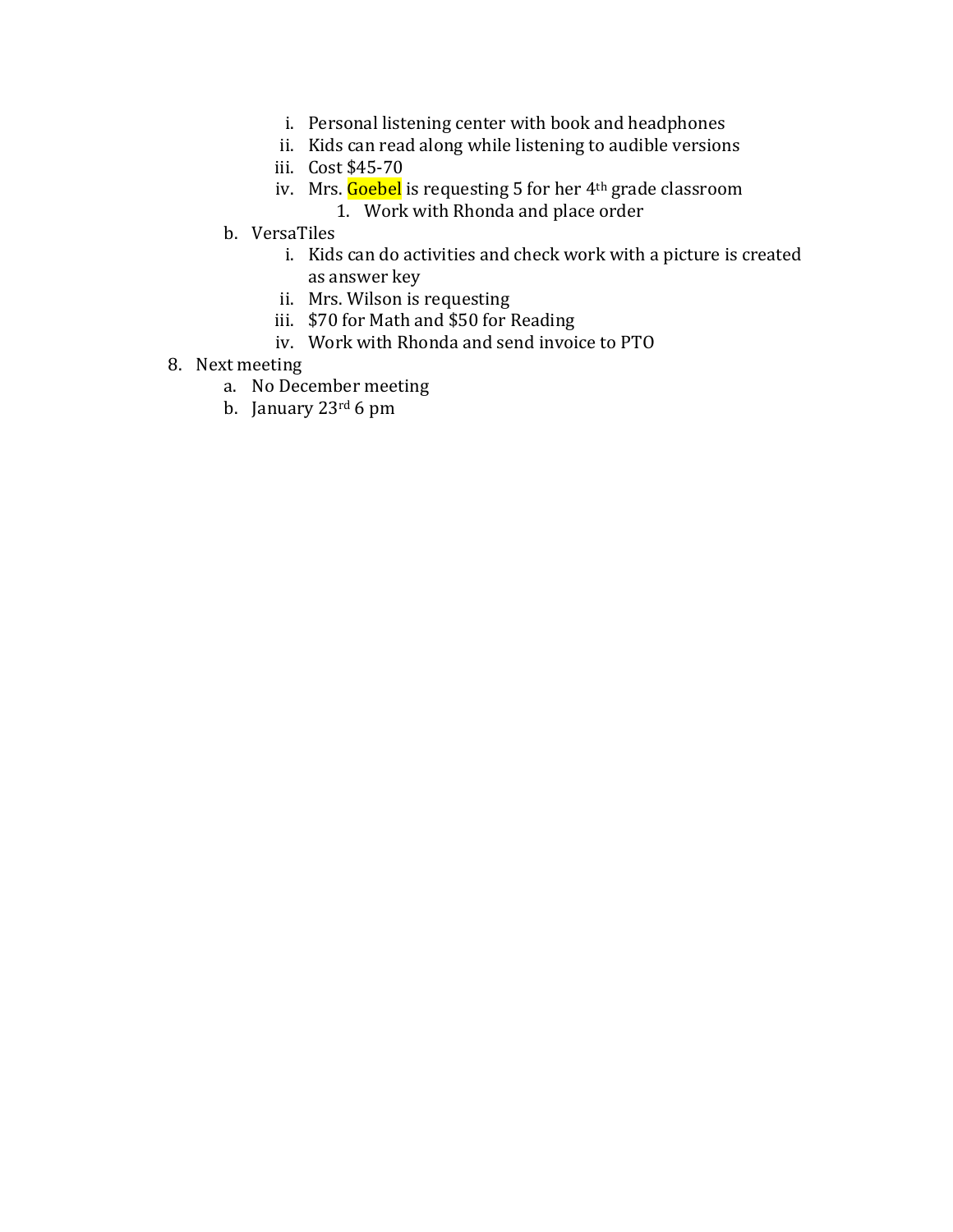- i. Personal listening center with book and headphones
  - ii. Kids can read along while listening to audible versions
  - iii. Cost $45-70
  - iv. Mrs. Goebel is requesting 5 for her 4th grade classroom
    1. Work with Rhonda and place order
- b. VersaTiles
  - i. Kids can do activities and check work with a picture is created as answer key
  - ii. Mrs. Wilson is requesting
  - iii. $70 for Math and $50 for Reading
  - iv. Work with Rhonda and send invoice to PTO

8. Next meeting
   - a. No December meeting
   - b. January 23rd 6 pm